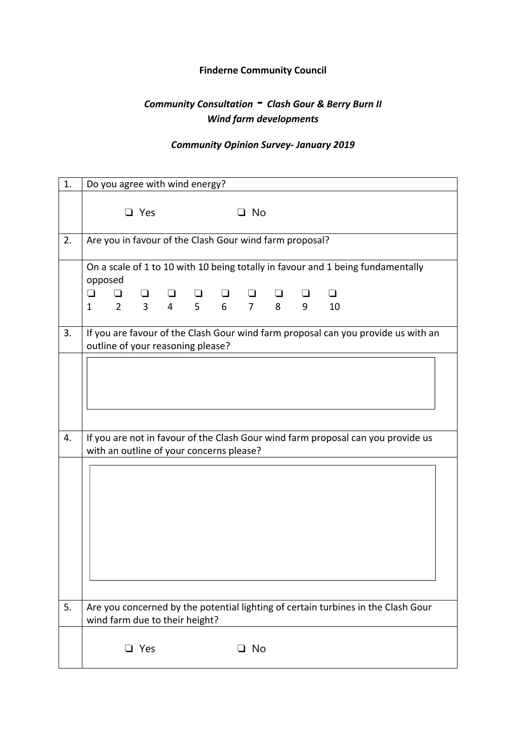**Finderne Community Council**

***Community Consultation - Clash Gour & Berry Burn II***
***Wind farm developments***

***Community Opinion Survey- January 2019***

| | |
|---|---|
| 1. | Do you agree with wind energy? |
| | ❑ Yes ❑ No |
| 2. | Are you in favour of the Clash Gour wind farm proposal? |
| | On a scale of 1 to 10 with 10 being totally in favour and 1 being fundamentally opposed<br>❑ 1 ❑ 2 ❑ 3 ❑ 4 ❑ 5 ❑ 6 ❑ 7 ❑ 8 ❑ 9 ❑ 10 |
| 3. | If you are favour of the Clash Gour wind farm proposal can you provide us with an outline of your reasoning please? |
| | |
| 4. | If you are not in favour of the Clash Gour wind farm proposal can you provide us with an outline of your concerns please? |
| | |
| 5. | Are you concerned by the potential lighting of certain turbines in the Clash Gour wind farm due to their height? |
| | ❑ Yes ❑ No |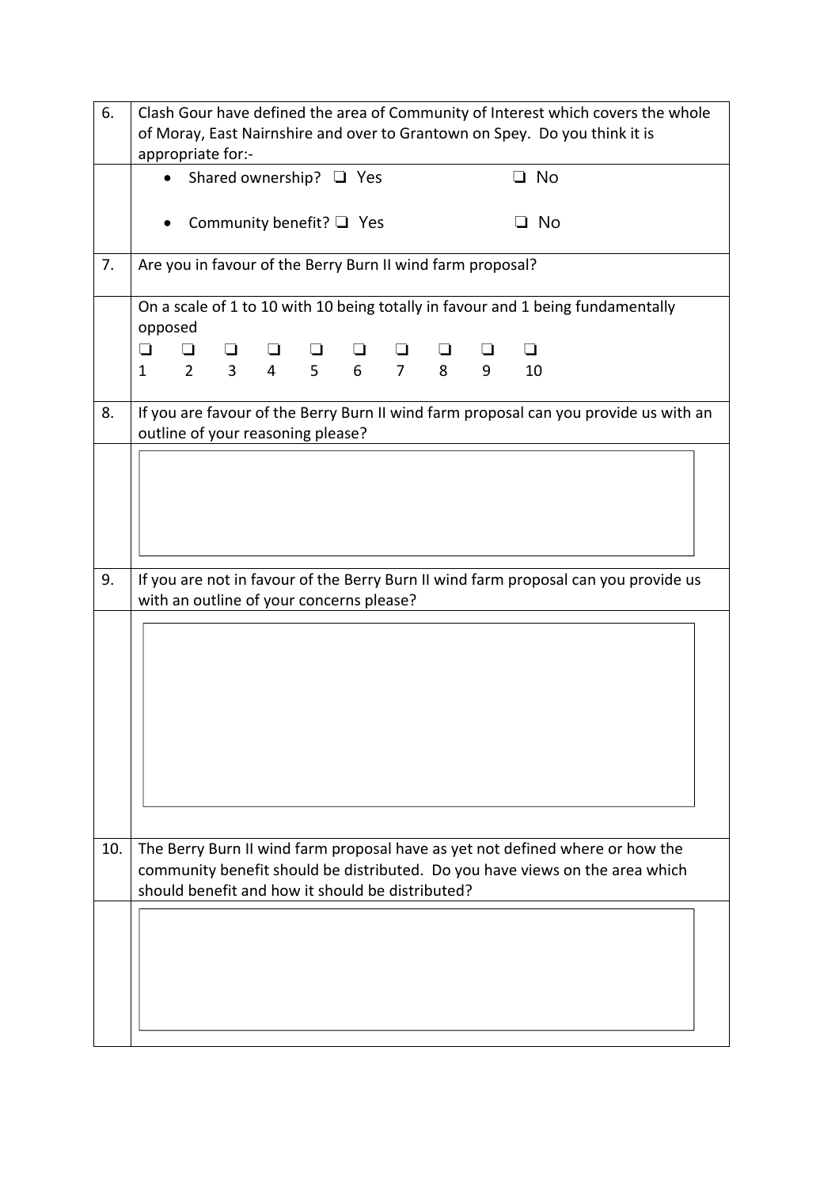| | |
|---|---|
| 6. | Clash Gour have defined the area of Community of Interest which covers the whole of Moray, East Nairnshire and over to Grantown on Spey. Do you think it is appropriate for:- |
| | • Shared ownership? ❑ Yes ❑ No<br><br>• Community benefit? ❑ Yes ❑ No |
| 7. | Are you in favour of the Berry Burn II wind farm proposal? |
| | On a scale of 1 to 10 with 10 being totally in favour and 1 being fundamentally opposed<br>❑ 1 ❑ 2 ❑ 3 ❑ 4 ❑ 5 ❑ 6 ❑ 7 ❑ 8 ❑ 9 ❑ 10 |
| 8. | If you are favour of the Berry Burn II wind farm proposal can you provide us with an outline of your reasoning please? |
| | |
| 9. | If you are not in favour of the Berry Burn II wind farm proposal can you provide us with an outline of your concerns please? |
| | |
| 10. | The Berry Burn II wind farm proposal have as yet not defined where or how the community benefit should be distributed. Do you have views on the area which should benefit and how it should be distributed? |
| | |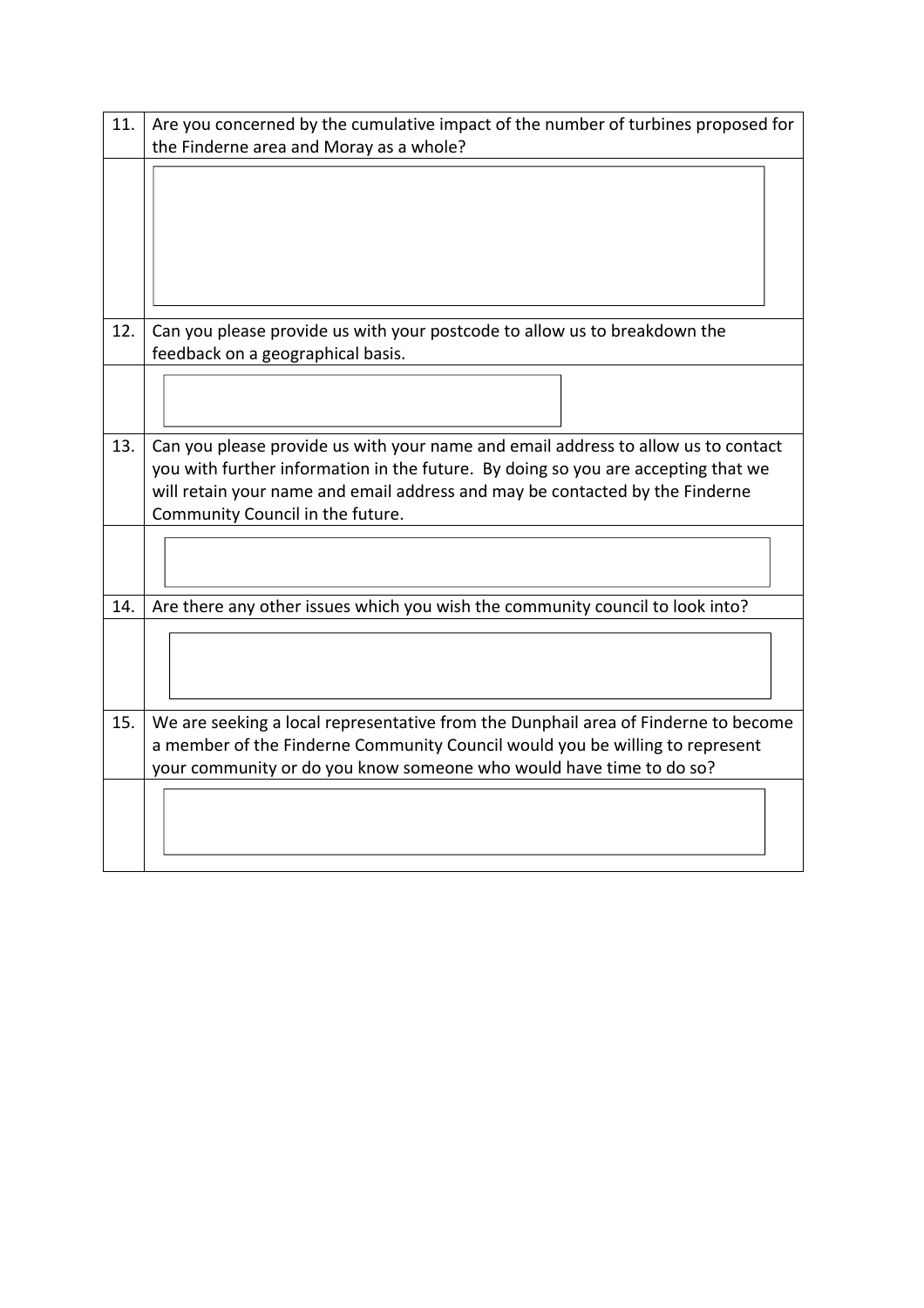| | |
|---|---|
| 11. | Are you concerned by the cumulative impact of the number of turbines proposed for the Finderne area and Moray as a whole? |
| | |
| 12. | Can you please provide us with your postcode to allow us to breakdown the feedback on a geographical basis. |
| | |
| 13. | Can you please provide us with your name and email address to allow us to contact you with further information in the future. By doing so you are accepting that we will retain your name and email address and may be contacted by the Finderne Community Council in the future. |
| | |
| 14. | Are there any other issues which you wish the community council to look into? |
| | |
| 15. | We are seeking a local representative from the Dunphail area of Finderne to become a member of the Finderne Community Council would you be willing to represent your community or do you know someone who would have time to do so? |
| | |